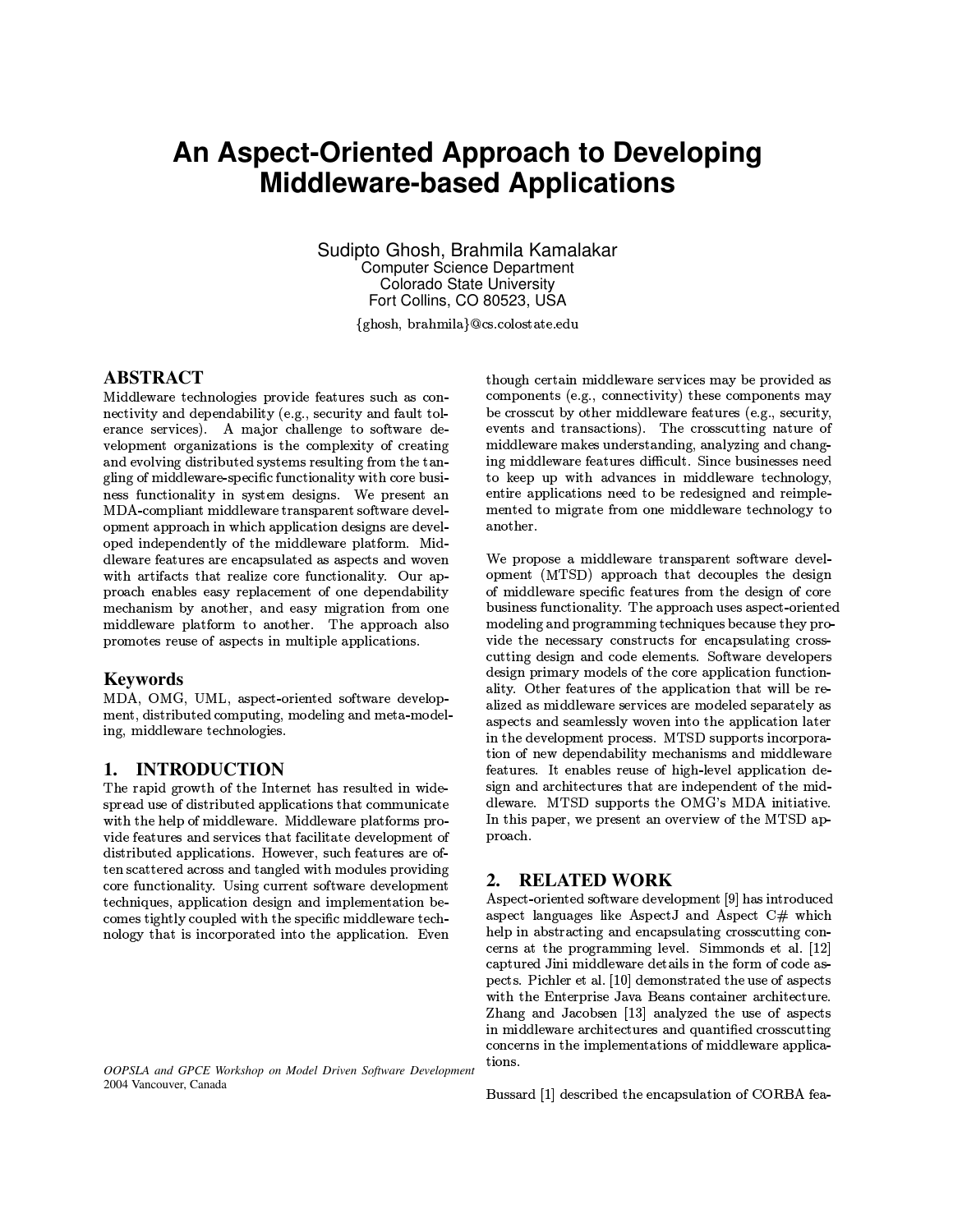# An Aspect-Oriented Approach to Developing Middleware-based Applications

Sudipto Ghosh, Brahmila Kamalakar
Computer Science Department
Colorado State University
Fort Collins, CO 80523, USA
{ghosh, brahmila}@cs.colostate.edu

## ABSTRACT

Middleware technologies provide features such as connectivity and dependability (e.g., security and fault tolerance services). A major challenge to software development organizations is the complexity of creating and evolving distributed systems resulting from the tangling of middleware-specific functionality with core business functionality in system designs. We present an MDA-compliant middleware transparent software development approach in which application designs are developed independently of the middleware platform. Middleware features are encapsulated as aspects and woven with artifacts that realize core functionality. Our approach enables easy replacement of one dependability mechanism by another, and easy migration from one middleware platform to another. The approach also promotes reuse of aspects in multiple applications.

## Keywords

MDA, OMG, UML, aspect-oriented software development, distributed computing, modeling and meta-modeling, middleware technologies.

## 1. INTRODUCTION

The rapid growth of the Internet has resulted in widespread use of distributed applications that communicate with the help of middleware. Middleware platforms provide features and services that facilitate development of distributed applications. However, such features are often scattered across and tangled with modules providing core functionality. Using current software development techniques, application design and implementation becomes tightly coupled with the specific middleware technology that is incorporated into the application. Even though certain middleware services may be provided as components (e.g., connectivity) these components may be crosscut by other middleware features (e.g., security, events and transactions). The crosscutting nature of middleware makes understanding, analyzing and changing middleware features difficult. Since businesses need to keep up with advances in middleware technology, entire applications need to be redesigned and reimplemented to migrate from one middleware technology to another.

We propose a middleware transparent software development (MTSD) approach that decouples the design of middleware specific features from the design of core business functionality. The approach uses aspect-oriented modeling and programming techniques because they provide the necessary constructs for encapsulating crosscutting design and code elements. Software developers design primary models of the core application functionality. Other features of the application that will be realized as middleware services are modeled separately as aspects and seamlessly woven into the application later in the development process. MTSD supports incorporation of new dependability mechanisms and middleware features. It enables reuse of high-level application design and architectures that are independent of the middleware. MTSD supports the OMG's MDA initiative. In this paper, we present an overview of the MTSD approach.

## 2. RELATED WORK

Aspect-oriented software development [9] has introduced aspect languages like AspectJ and Aspect C# which help in abstracting and encapsulating crosscutting concerns at the programming level. Simmonds et al. [12] captured Jini middleware details in the form of code aspects. Pichler et al. [10] demonstrated the use of aspects with the Enterprise Java Beans container architecture. Zhang and Jacobsen [13] analyzed the use of aspects in middleware architectures and quantified crosscutting concerns in the implementations of middleware applications.

Bussard [1] described the encapsulation of CORBA fea-

*OOPSLA and GPCE Workshop on Model Driven Software Development*
2004 Vancouver, Canada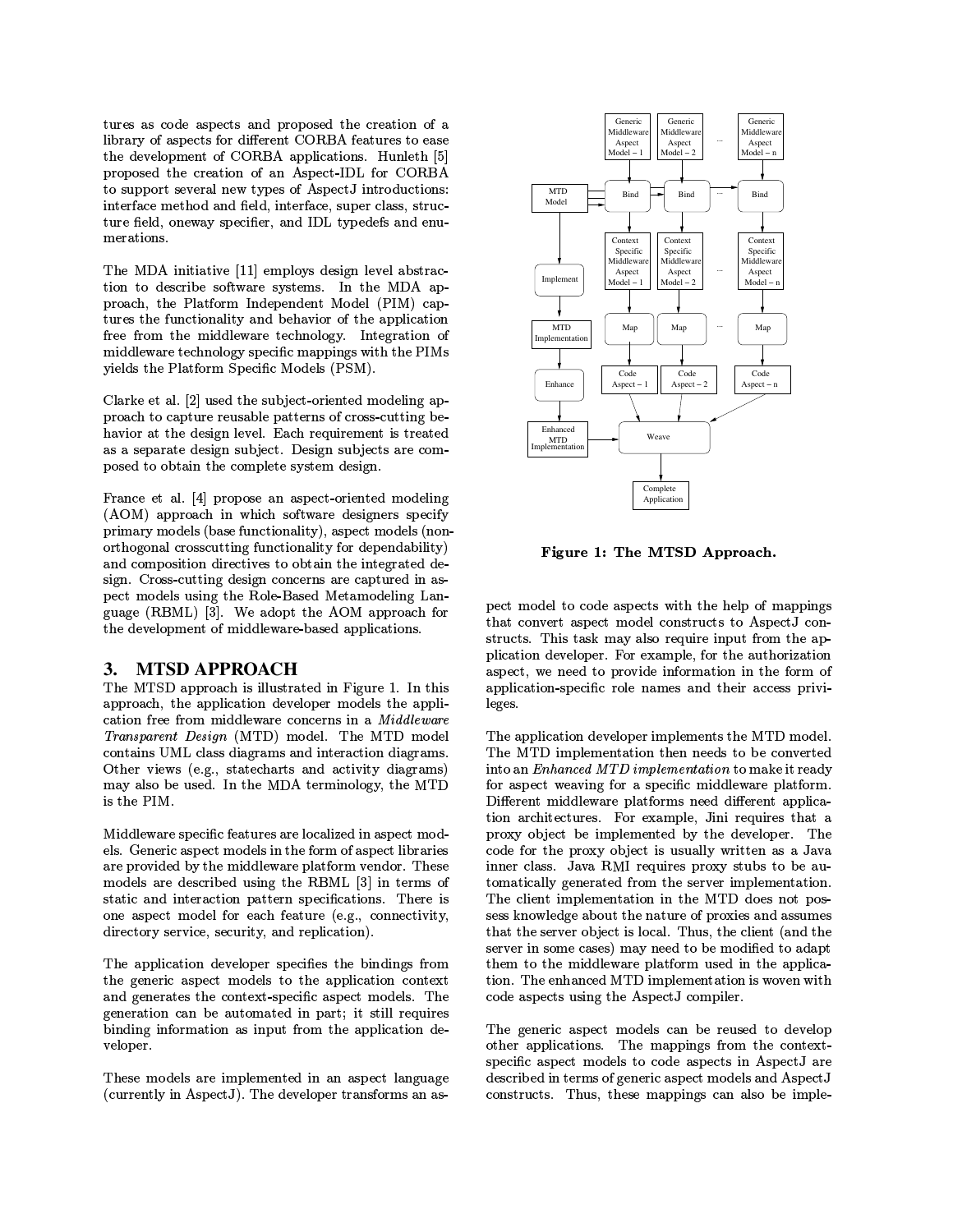tures as code aspects and proposed the creation of a library of aspects for different CORBA features to ease the development of CORBA applications. Hunleth [5] proposed the creation of an Aspect-IDL for CORBA to support several new types of AspectJ introductions: interface method and field, interface, super class, structure field, oneway specifier, and IDL typedefs and enumerations.

The MDA initiative [11] employs design level abstraction to describe software systems. In the MDA approach, the Platform Independent Model (PIM) captures the functionality and behavior of the application free from the middleware technology. Integration of middleware technology specific mappings with the PIMs yields the Platform Specific Models (PSM).

Clarke et al. [2] used the subject-oriented modeling approach to capture reusable patterns of cross-cutting behavior at the design level. Each requirement is treated as a separate design subject. Design subjects are composed to obtain the complete system design.

France et al. [4] propose an aspect-oriented modeling (AOM) approach in which software designers specify primary models (base functionality), aspect models (non-orthogonal crosscutting functionality for dependability) and composition directives to obtain the integrated design. Cross-cutting design concerns are captured in aspect models using the Role-Based Metamodeling Language (RBML) [3]. We adopt the AOM approach for the development of middleware-based applications.

## 3. MTSD APPROACH

The MTSD approach is illustrated in Figure 1. In this approach, the application developer models the application free from middleware concerns in a *Middleware Transparent Design* (MTD) model. The MTD model contains UML class diagrams and interaction diagrams. Other views (e.g., statecharts and activity diagrams) may also be used. In the MDA terminology, the MTD is the PIM.

Middleware specific features are localized in aspect models. Generic aspect models in the form of aspect libraries are provided by the middleware platform vendor. These models are described using the RBML [3] in terms of static and interaction pattern specifications. There is one aspect model for each feature (e.g., connectivity, directory service, security, and replication).

The application developer specifies the bindings from the generic aspect models to the application context and generates the context-specific aspect models. The generation can be automated in part; it still requires binding information as input from the application developer.

These models are implemented in an aspect language (currently in AspectJ). The developer transforms an aspect model to code aspects with the help of mappings that convert aspect model constructs to AspectJ constructs. This task may also require input from the application developer. For example, for the authorization aspect, we need to provide information in the form of application-specific role names and their access privileges.

Figure 1: The MTSD Approach.

The application developer implements the MTD model. The MTD implementation then needs to be converted into an *Enhanced MTD implementation* to make it ready for aspect weaving for a specific middleware platform. Different middleware platforms need different application architectures. For example, Jini requires that a proxy object be implemented by the developer. The code for the proxy object is usually written as a Java inner class. Java RMI requires proxy stubs to be automatically generated from the server implementation. The client implementation in the MTD does not possess knowledge about the nature of proxies and assumes that the server object is local. Thus, the client (and the server in some cases) may need to be modified to adapt them to the middleware platform used in the application. The enhanced MTD implementation is woven with code aspects using the AspectJ compiler.

The generic aspect models can be reused to develop other applications. The mappings from the context-specific aspect models to code aspects in AspectJ are described in terms of generic aspect models and AspectJ constructs. Thus, these mappings can also be imple-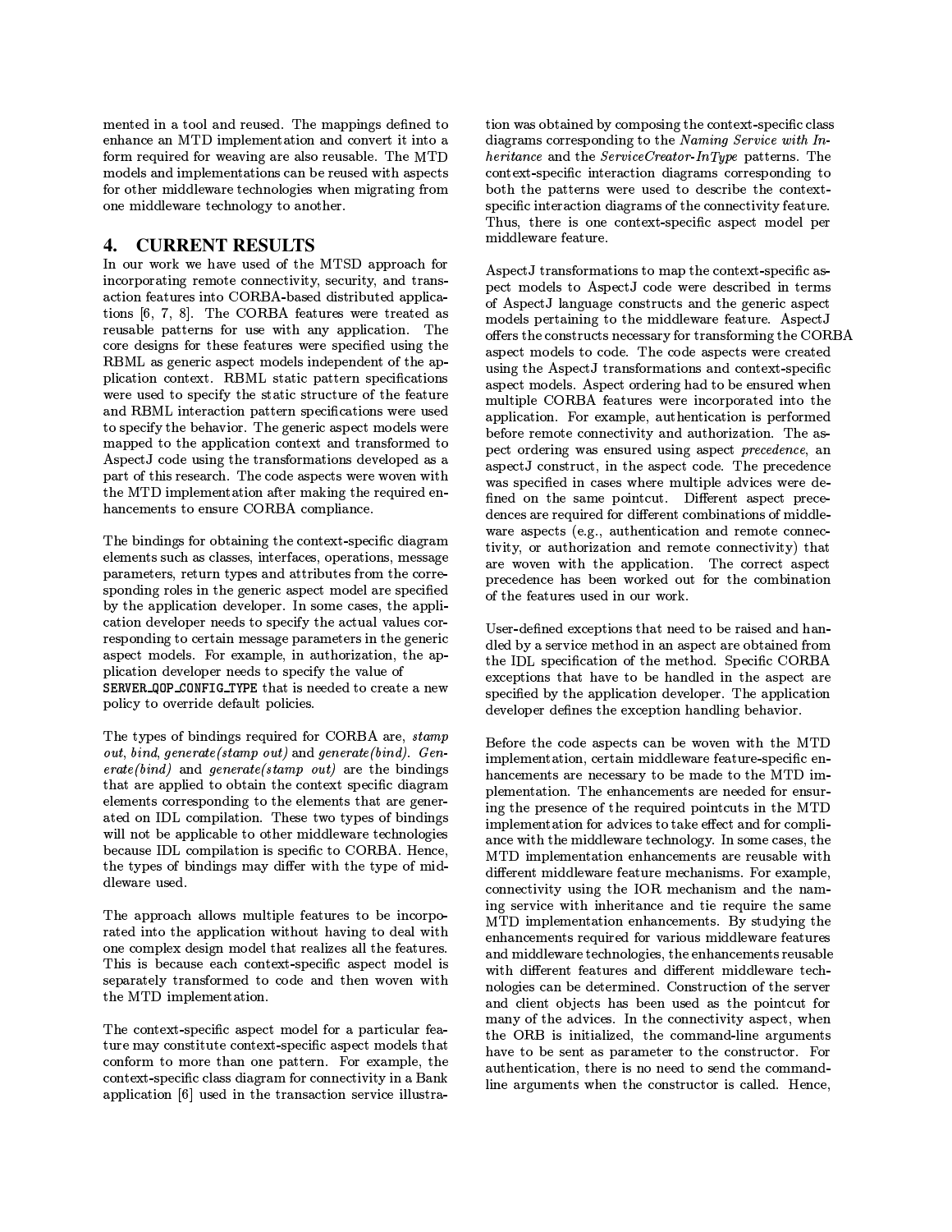mented in a tool and reused. The mappings defined to enhance an MTD implementation and convert it into a form required for weaving are also reusable. The MTD models and implementations can be reused with aspects for other middleware technologies when migrating from one middleware technology to another.

## 4. CURRENT RESULTS

In our work we have used of the MTSD approach for incorporating remote connectivity, security, and transaction features into CORBA-based distributed applications [6, 7, 8]. The CORBA features were treated as reusable patterns for use with any application. The core designs for these features were specified using the RBML as generic aspect models independent of the application context. RBML static pattern specifications were used to specify the static structure of the feature and RBML interaction pattern specifications were used to specify the behavior. The generic aspect models were mapped to the application context and transformed to AspectJ code using the transformations developed as a part of this research. The code aspects were woven with the MTD implementation after making the required enhancements to ensure CORBA compliance.

The bindings for obtaining the context-specific diagram elements such as classes, interfaces, operations, message parameters, return types and attributes from the corresponding roles in the generic aspect model are specified by the application developer. In some cases, the application developer needs to specify the actual values corresponding to certain message parameters in the generic aspect models. For example, in authorization, the application developer needs to specify the value of `SERVER_QOP_CONFIG_TYPE` that is needed to create a new policy to override default policies.

The types of bindings required for CORBA are, *stamp out*, *bind*, *generate(stamp out)* and *generate(bind)*. *Generate(bind)* and *generate(stamp out)* are the bindings that are applied to obtain the context specific diagram elements corresponding to the elements that are generated on IDL compilation. These two types of bindings will not be applicable to other middleware technologies because IDL compilation is specific to CORBA. Hence, the types of bindings may differ with the type of middleware used.

The approach allows multiple features to be incorporated into the application without having to deal with one complex design model that realizes all the features. This is because each context-specific aspect model is separately transformed to code and then woven with the MTD implementation.

The context-specific aspect model for a particular feature may constitute context-specific aspect models that conform to more than one pattern. For example, the context-specific class diagram for connectivity in a Bank application [6] used in the transaction service illustration was obtained by composing the context-specific class diagrams corresponding to the *Naming Service with Inheritance* and the *ServiceCreator-InType* patterns. The context-specific interaction diagrams corresponding to both the patterns were used to describe the context-specific interaction diagrams of the connectivity feature. Thus, there is one context-specific aspect model per middleware feature.

AspectJ transformations to map the context-specific aspect models to AspectJ code were described in terms of AspectJ language constructs and the generic aspect models pertaining to the middleware feature. AspectJ offers the constructs necessary for transforming the CORBA aspect models to code. The code aspects were created using the AspectJ transformations and context-specific aspect models. Aspect ordering had to be ensured when multiple CORBA features were incorporated into the application. For example, authentication is performed before remote connectivity and authorization. The aspect ordering was ensured using aspect *precedence*, an aspectJ construct, in the aspect code. The precedence was specified in cases where multiple advices were defined on the same pointcut. Different aspect precedences are required for different combinations of middleware aspects (e.g., authentication and remote connectivity, or authorization and remote connectivity) that are woven with the application. The correct aspect precedence has been worked out for the combination of the features used in our work.

User-defined exceptions that need to be raised and handled by a service method in an aspect are obtained from the IDL specification of the method. Specific CORBA exceptions that have to be handled in the aspect are specified by the application developer. The application developer defines the exception handling behavior.

Before the code aspects can be woven with the MTD implementation, certain middleware feature-specific enhancements are necessary to be made to the MTD implementation. The enhancements are needed for ensuring the presence of the required pointcuts in the MTD implementation for advices to take effect and for compliance with the middleware technology. In some cases, the MTD implementation enhancements are reusable with different middleware feature mechanisms. For example, connectivity using the IOR mechanism and the naming service with inheritance and tie require the same MTD implementation enhancements. By studying the enhancements required for various middleware features and middleware technologies, the enhancements reusable with different features and different middleware technologies can be determined. Construction of the server and client objects has been used as the pointcut for many of the advices. In the connectivity aspect, when the ORB is initialized, the command-line arguments have to be sent as parameter to the constructor. For authentication, there is no need to send the command-line arguments when the constructor is called. Hence,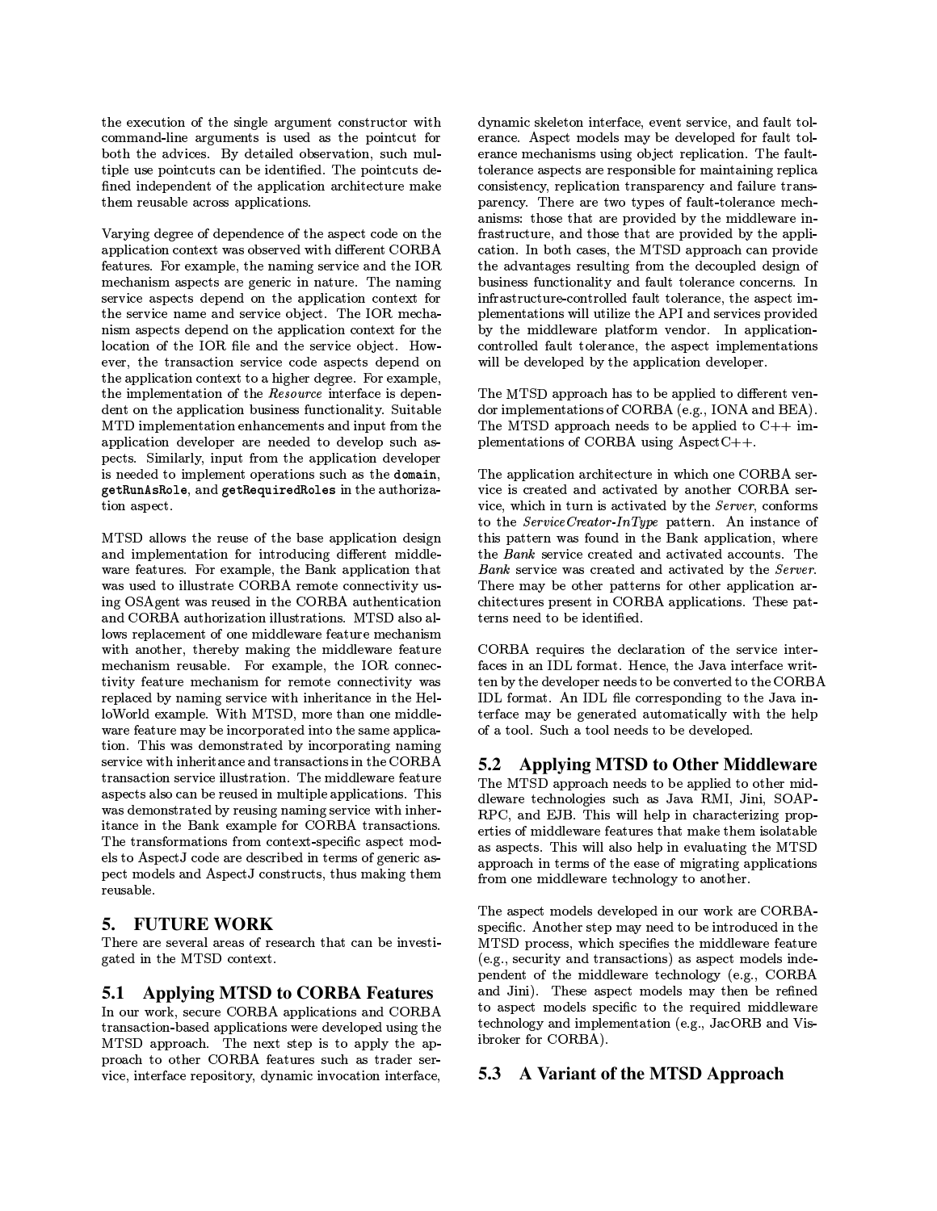the execution of the single argument constructor with command-line arguments is used as the pointcut for both the advices. By detailed observation, such multiple use pointcuts can be identified. The pointcuts defined independent of the application architecture make them reusable across applications.

Varying degree of dependence of the aspect code on the application context was observed with different CORBA features. For example, the naming service and the IOR mechanism aspects are generic in nature. The naming service aspects depend on the application context for the service name and service object. The IOR mechanism aspects depend on the application context for the location of the IOR file and the service object. However, the transaction service code aspects depend on the application context to a higher degree. For example, the implementation of the *Resource* interface is dependent on the application business functionality. Suitable MTD implementation enhancements and input from the application developer are needed to develop such aspects. Similarly, input from the application developer is needed to implement operations such as the `domain`, `getRunAsRole`, and `getRequiredRoles` in the authorization aspect.

MTSD allows the reuse of the base application design and implementation for introducing different middleware features. For example, the Bank application that was used to illustrate CORBA remote connectivity using OSAgent was reused in the CORBA authentication and CORBA authorization illustrations. MTSD also allows replacement of one middleware feature mechanism with another, thereby making the middleware feature mechanism reusable. For example, the IOR connectivity feature mechanism for remote connectivity was replaced by naming service with inheritance in the HelloWorld example. With MTSD, more than one middleware feature may be incorporated into the same application. This was demonstrated by incorporating naming service with inheritance and transactions in the CORBA transaction service illustration. The middleware feature aspects also can be reused in multiple applications. This was demonstrated by reusing naming service with inheritance in the Bank example for CORBA transactions. The transformations from context-specific aspect models to AspectJ code are described in terms of generic aspect models and AspectJ constructs, thus making them reusable.

## 5. FUTURE WORK

There are several areas of research that can be investigated in the MTSD context.

### 5.1 Applying MTSD to CORBA Features

In our work, secure CORBA applications and CORBA transaction-based applications were developed using the MTSD approach. The next step is to apply the approach to other CORBA features such as trader service, interface repository, dynamic invocation interface, dynamic skeleton interface, event service, and fault tolerance. Aspect models may be developed for fault tolerance mechanisms using object replication. The fault-tolerance aspects are responsible for maintaining replica consistency, replication transparency and failure transparency. There are two types of fault-tolerance mechanisms: those that are provided by the middleware infrastructure, and those that are provided by the application. In both cases, the MTSD approach can provide the advantages resulting from the decoupled design of business functionality and fault tolerance concerns. In infrastructure-controlled fault tolerance, the aspect implementations will utilize the API and services provided by the middleware platform vendor. In application-controlled fault tolerance, the aspect implementations will be developed by the application developer.

The MTSD approach has to be applied to different vendor implementations of CORBA (e.g., IONA and BEA). The MTSD approach needs to be applied to C++ implementations of CORBA using AspectC++.

The application architecture in which one CORBA service is created and activated by another CORBA service, which in turn is activated by the *Server*, conforms to the *ServiceCreator-InType* pattern. An instance of this pattern was found in the Bank application, where the *Bank* service created and activated accounts. The *Bank* service was created and activated by the *Server*. There may be other patterns for other application architectures present in CORBA applications. These patterns need to be identified.

CORBA requires the declaration of the service interfaces in an IDL format. Hence, the Java interface written by the developer needs to be converted to the CORBA IDL format. An IDL file corresponding to the Java interface may be generated automatically with the help of a tool. Such a tool needs to be developed.

### 5.2 Applying MTSD to Other Middleware

The MTSD approach needs to be applied to other middleware technologies such as Java RMI, Jini, SOAP-RPC, and EJB. This will help in characterizing properties of middleware features that make them isolatable as aspects. This will also help in evaluating the MTSD approach in terms of the ease of migrating applications from one middleware technology to another.

The aspect models developed in our work are CORBA-specific. Another step may need to be introduced in the MTSD process, which specifies the middleware feature (e.g., security and transactions) as aspect models independent of the middleware technology (e.g., CORBA and Jini). These aspect models may then be refined to aspect models specific to the required middleware technology and implementation (e.g., JacORB and Visibroker for CORBA).

### 5.3 A Variant of the MTSD Approach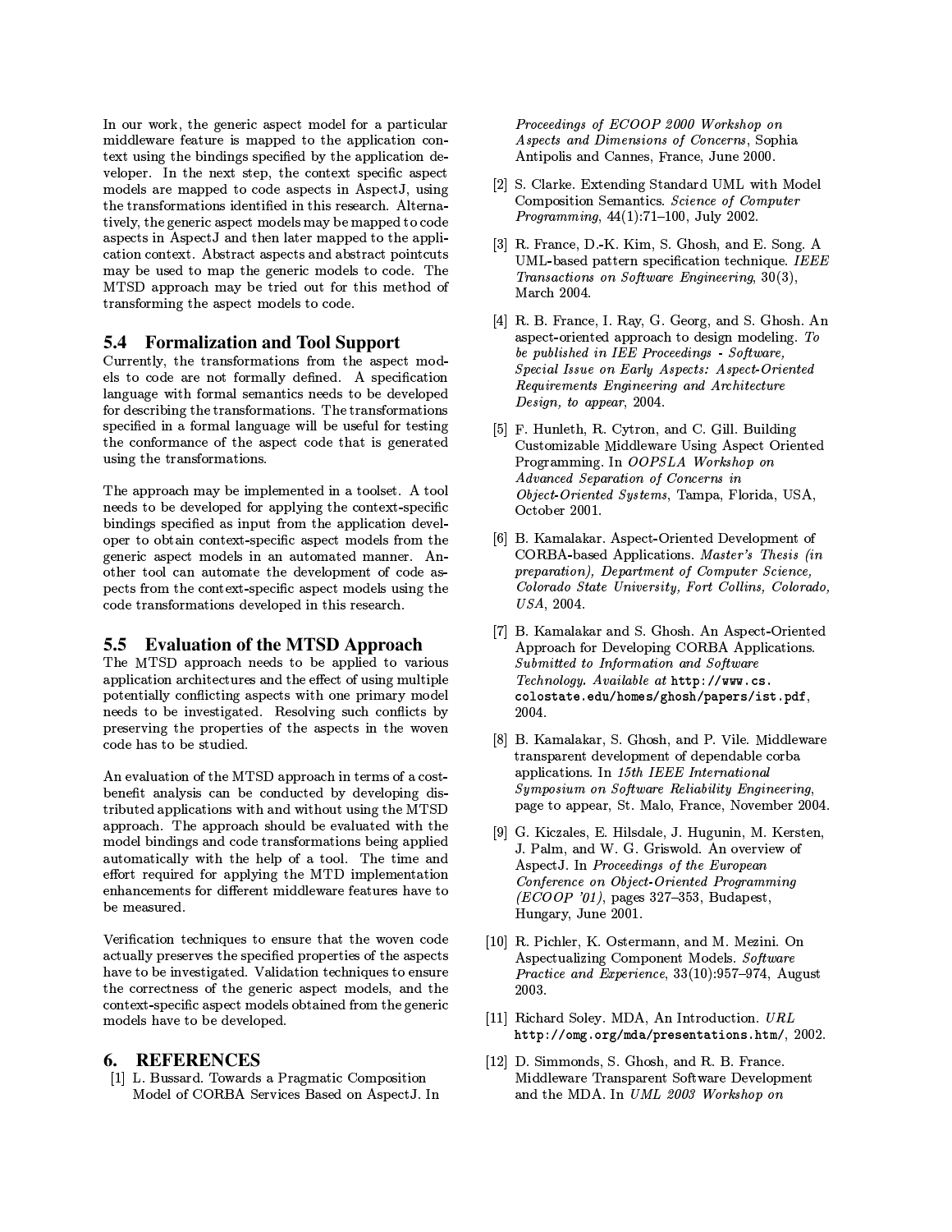In our work, the generic aspect model for a particular middleware feature is mapped to the application context using the bindings specified by the application developer. In the next step, the context specific aspect models are mapped to code aspects in AspectJ, using the transformations identified in this research. Alternatively, the generic aspect models may be mapped to code aspects in AspectJ and then later mapped to the application context. Abstract aspects and abstract pointcuts may be used to map the generic models to code. The MTSD approach may be tried out for this method of transforming the aspect models to code.

### 5.4 Formalization and Tool Support

Currently, the transformations from the aspect models to code are not formally defined. A specification language with formal semantics needs to be developed for describing the transformations. The transformations specified in a formal language will be useful for testing the conformance of the aspect code that is generated using the transformations.

The approach may be implemented in a toolset. A tool needs to be developed for applying the context-specific bindings specified as input from the application developer to obtain context-specific aspect models from the generic aspect models in an automated manner. Another tool can automate the development of code aspects from the context-specific aspect models using the code transformations developed in this research.

### 5.5 Evaluation of the MTSD Approach

The MTSD approach needs to be applied to various application architectures and the effect of using multiple potentially conflicting aspects with one primary model needs to be investigated. Resolving such conflicts by preserving the properties of the aspects in the woven code has to be studied.

An evaluation of the MTSD approach in terms of a cost-benefit analysis can be conducted by developing distributed applications with and without using the MTSD approach. The approach should be evaluated with the model bindings and code transformations being applied automatically with the help of a tool. The time and effort required for applying the MTD implementation enhancements for different middleware features have to be measured.

Verification techniques to ensure that the woven code actually preserves the specified properties of the aspects have to be investigated. Validation techniques to ensure the correctness of the generic aspect models, and the context-specific aspect models obtained from the generic models have to be developed.

## 6. REFERENCES

[1] L. Bussard. Towards a Pragmatic Composition Model of CORBA Services Based on AspectJ. In *Proceedings of ECOOP 2000 Workshop on Aspects and Dimensions of Concerns*, Sophia Antipolis and Cannes, France, June 2000.

[2] S. Clarke. Extending Standard UML with Model Composition Semantics. *Science of Computer Programming*, 44(1):71–100, July 2002.

[3] R. France, D.-K. Kim, S. Ghosh, and E. Song. A UML-based pattern specification technique. *IEEE Transactions on Software Engineering*, 30(3), March 2004.

[4] R. B. France, I. Ray, G. Georg, and S. Ghosh. An aspect-oriented approach to design modeling. *To be published in IEE Proceedings - Software, Special Issue on Early Aspects: Aspect-Oriented Requirements Engineering and Architecture Design, to appear*, 2004.

[5] F. Hunleth, R. Cytron, and C. Gill. Building Customizable Middleware Using Aspect Oriented Programming. In *OOPSLA Workshop on Advanced Separation of Concerns in Object-Oriented Systems*, Tampa, Florida, USA, October 2001.

[6] B. Kamalakar. Aspect-Oriented Development of CORBA-based Applications. *Master's Thesis (in preparation), Department of Computer Science, Colorado State University, Fort Collins, Colorado, USA*, 2004.

[7] B. Kamalakar and S. Ghosh. An Aspect-Oriented Approach for Developing CORBA Applications. *Submitted to Information and Software Technology. Available at* `http://www.cs.colostate.edu/homes/ghosh/papers/ist.pdf`, 2004.

[8] B. Kamalakar, S. Ghosh, and P. Vile. Middleware transparent development of dependable corba applications. In *15th IEEE International Symposium on Software Reliability Engineering*, page to appear, St. Malo, France, November 2004.

[9] G. Kiczales, E. Hilsdale, J. Hugunin, M. Kersten, J. Palm, and W. G. Griswold. An overview of AspectJ. In *Proceedings of the European Conference on Object-Oriented Programming (ECOOP '01)*, pages 327–353, Budapest, Hungary, June 2001.

[10] R. Pichler, K. Ostermann, and M. Mezini. On Aspectualizing Component Models. *Software Practice and Experience*, 33(10):957–974, August 2003.

[11] Richard Soley. MDA, An Introduction. *URL* `http://omg.org/mda/presentations.htm/`, 2002.

[12] D. Simmonds, S. Ghosh, and R. B. France. Middleware Transparent Software Development and the MDA. In *UML 2003 Workshop on*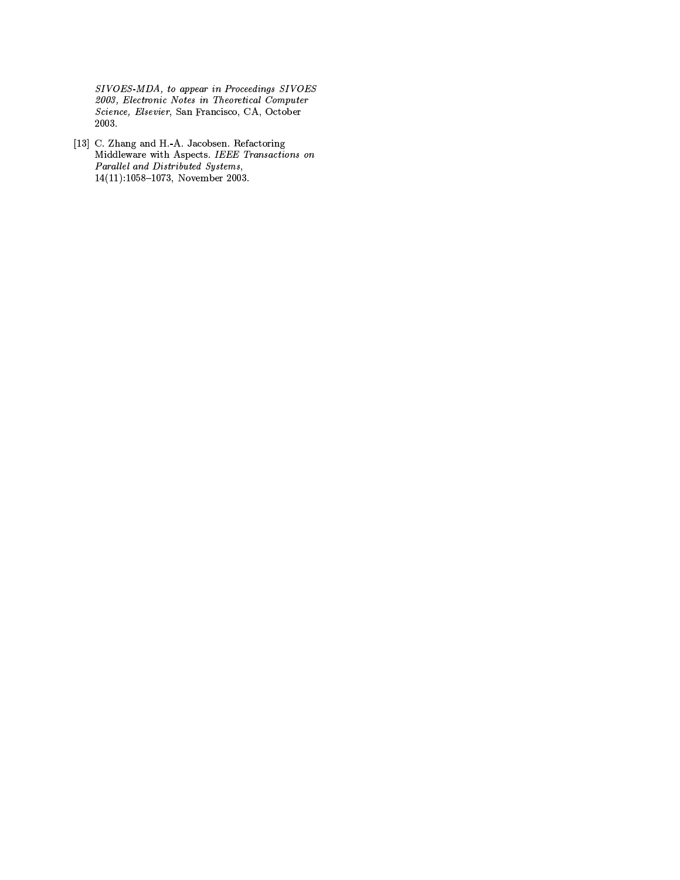*SIVOES-MDA, to appear in Proceedings SIVOES 2003, Electronic Notes in Theoretical Computer Science, Elsevier*, San Francisco, CA, October 2003.

[13] C. Zhang and H.-A. Jacobsen. Refactoring Middleware with Aspects. *IEEE Transactions on Parallel and Distributed Systems*, 14(11):1058–1073, November 2003.